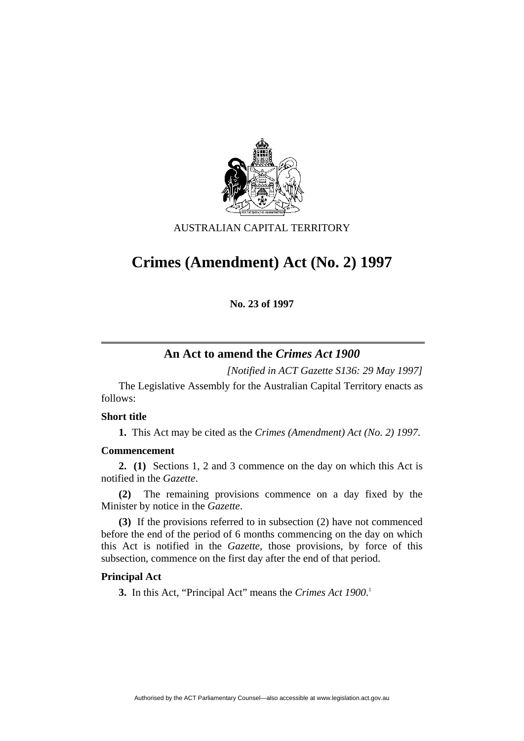AUSTRALIAN CAPITAL TERRITORY

# Crimes (Amendment) Act (No. 2) 1997

**No. 23 of 1997**

## An Act to amend the *Crimes Act 1900*

*[Notified in ACT Gazette S136: 29 May 1997]*

The Legislative Assembly for the Australian Capital Territory enacts as follows:

### Short title

**1.** This Act may be cited as the *Crimes (Amendment) Act (No. 2) 1997*.

### Commencement

**2. (1)** Sections 1, 2 and 3 commence on the day on which this Act is notified in the *Gazette*.

**(2)** The remaining provisions commence on a day fixed by the Minister by notice in the *Gazette*.

**(3)** If the provisions referred to in subsection (2) have not commenced before the end of the period of 6 months commencing on the day on which this Act is notified in the *Gazette*, those provisions, by force of this subsection, commence on the first day after the end of that period.

### Principal Act

**3.** In this Act, "Principal Act" means the *Crimes Act 1900*.[1]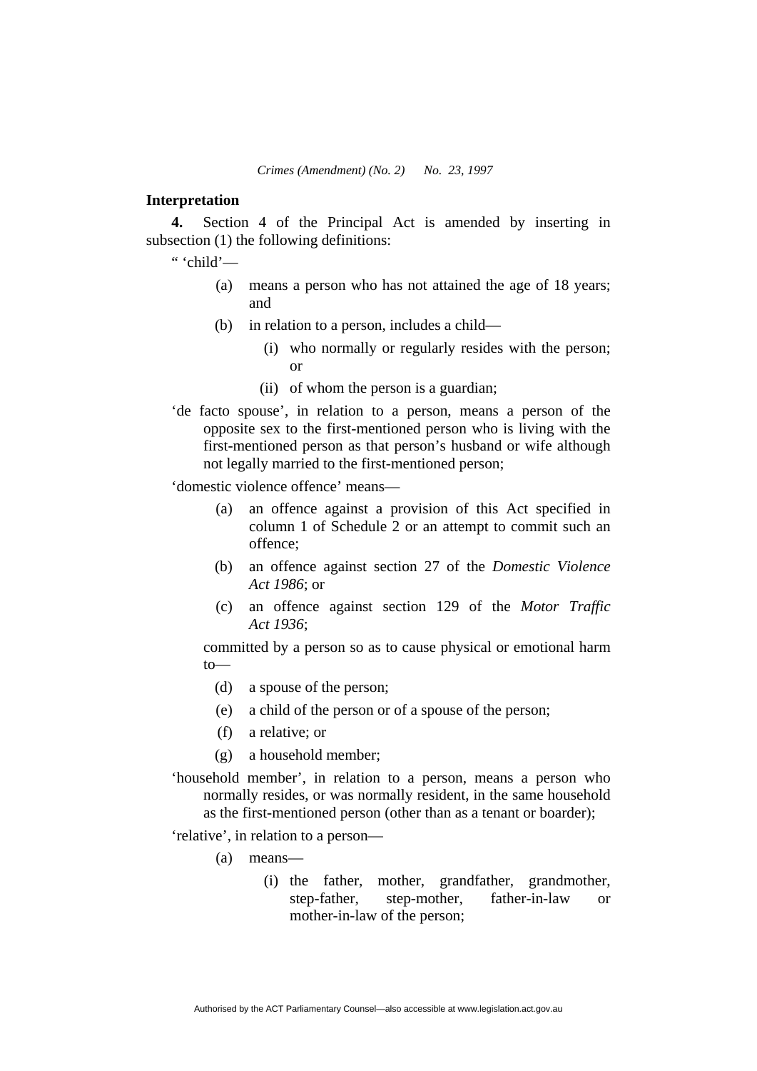**Interpretation**

**4.** Section 4 of the Principal Act is amended by inserting in subsection (1) the following definitions:

" 'child'—

(a) means a person who has not attained the age of 18 years; and

(b) in relation to a person, includes a child—

(i) who normally or regularly resides with the person; or

(ii) of whom the person is a guardian;

'de facto spouse', in relation to a person, means a person of the opposite sex to the first-mentioned person who is living with the first-mentioned person as that person's husband or wife although not legally married to the first-mentioned person;

'domestic violence offence' means—

(a) an offence against a provision of this Act specified in column 1 of Schedule 2 or an attempt to commit such an offence;

(b) an offence against section 27 of the *Domestic Violence Act 1986*; or

(c) an offence against section 129 of the *Motor Traffic Act 1936*;

committed by a person so as to cause physical or emotional harm to—

(d) a spouse of the person;

(e) a child of the person or of a spouse of the person;

(f) a relative; or

(g) a household member;

'household member', in relation to a person, means a person who normally resides, or was normally resident, in the same household as the first-mentioned person (other than as a tenant or boarder);

'relative', in relation to a person—

(a) means—

(i) the father, mother, grandfather, grandmother, step-father, step-mother, father-in-law or mother-in-law of the person;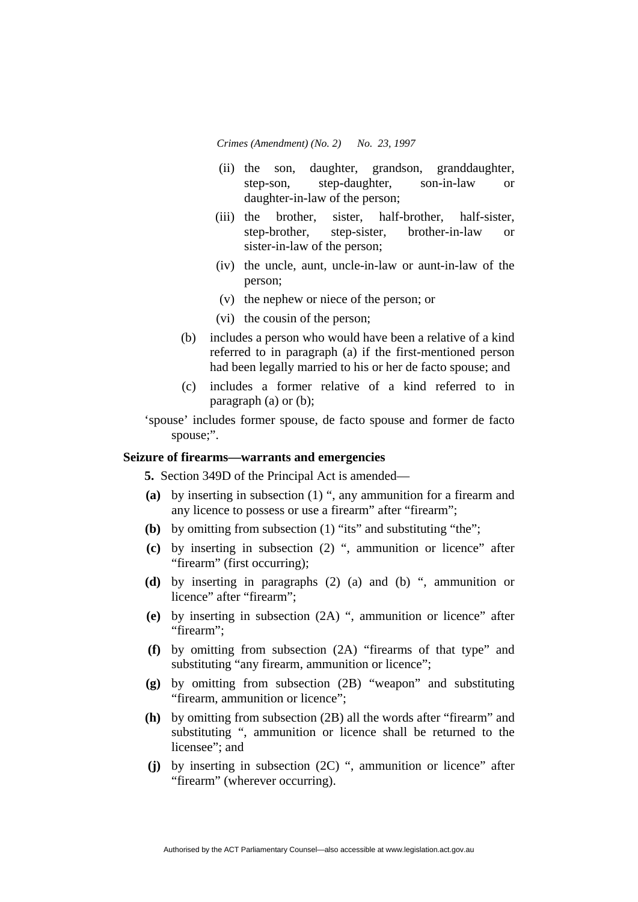(ii) the son, daughter, grandson, granddaughter, step-son, step-daughter, son-in-law or daughter-in-law of the person;

(iii) the brother, sister, half-brother, half-sister, step-brother, step-sister, brother-in-law or sister-in-law of the person;

(iv) the uncle, aunt, uncle-in-law or aunt-in-law of the person;

(v) the nephew or niece of the person; or

(vi) the cousin of the person;

(b) includes a person who would have been a relative of a kind referred to in paragraph (a) if the first-mentioned person had been legally married to his or her de facto spouse; and

(c) includes a former relative of a kind referred to in paragraph (a) or (b);

'spouse' includes former spouse, de facto spouse and former de facto spouse;".

**Seizure of firearms—warrants and emergencies**

**5.** Section 349D of the Principal Act is amended—

**(a)** by inserting in subsection (1) ", any ammunition for a firearm and any licence to possess or use a firearm" after "firearm";

**(b)** by omitting from subsection (1) "its" and substituting "the";

**(c)** by inserting in subsection (2) ", ammunition or licence" after "firearm" (first occurring);

**(d)** by inserting in paragraphs (2) (a) and (b) ", ammunition or licence" after "firearm";

**(e)** by inserting in subsection (2A) ", ammunition or licence" after "firearm";

**(f)** by omitting from subsection (2A) "firearms of that type" and substituting "any firearm, ammunition or licence";

**(g)** by omitting from subsection (2B) "weapon" and substituting "firearm, ammunition or licence";

**(h)** by omitting from subsection (2B) all the words after "firearm" and substituting ", ammunition or licence shall be returned to the licensee"; and

**(j)** by inserting in subsection (2C) ", ammunition or licence" after "firearm" (wherever occurring).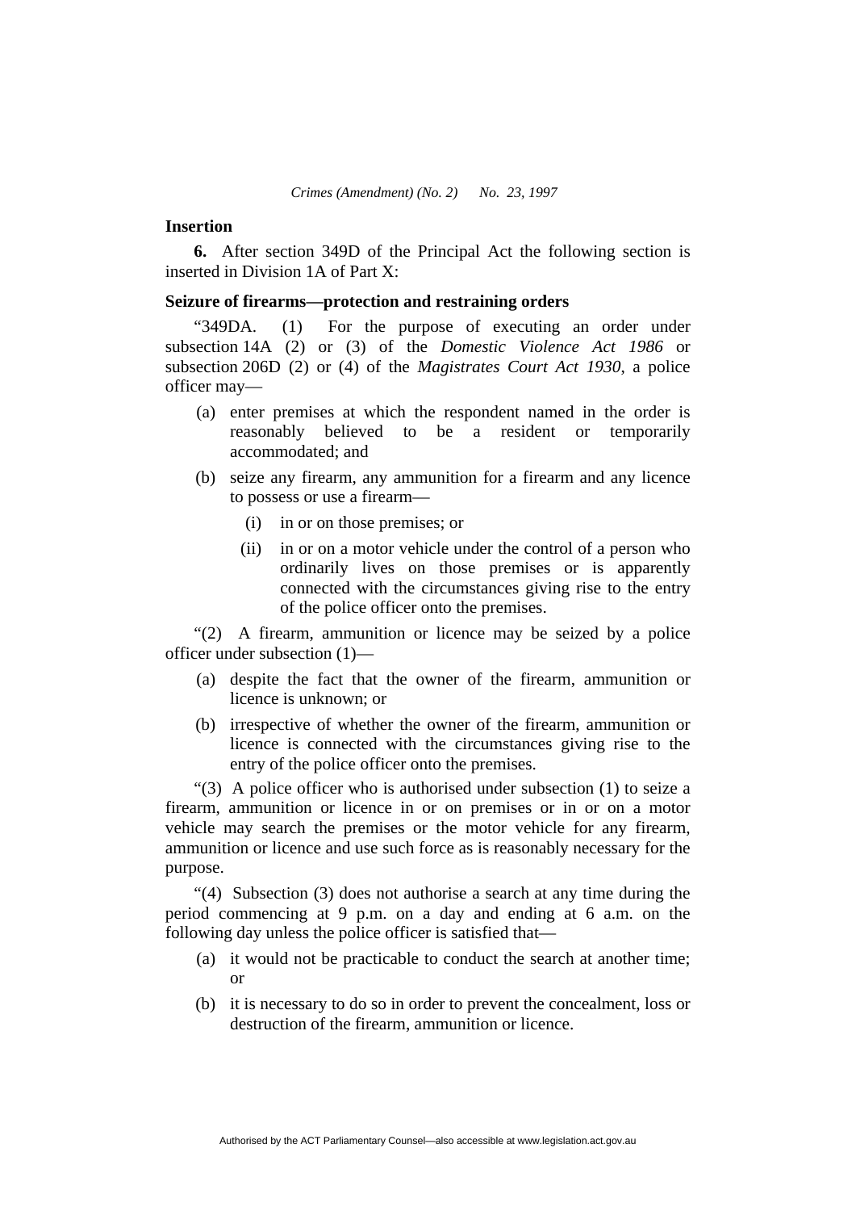**Insertion**

**6.** After section 349D of the Principal Act the following section is inserted in Division 1A of Part X:

**Seizure of firearms—protection and restraining orders**

"349DA. (1) For the purpose of executing an order under subsection 14A (2) or (3) of the *Domestic Violence Act 1986* or subsection 206D (2) or (4) of the *Magistrates Court Act 1930*, a police officer may—

(a) enter premises at which the respondent named in the order is reasonably believed to be a resident or temporarily accommodated; and

(b) seize any firearm, any ammunition for a firearm and any licence to possess or use a firearm—

  (i) in or on those premises; or

  (ii) in or on a motor vehicle under the control of a person who ordinarily lives on those premises or is apparently connected with the circumstances giving rise to the entry of the police officer onto the premises.

"(2) A firearm, ammunition or licence may be seized by a police officer under subsection (1)—

(a) despite the fact that the owner of the firearm, ammunition or licence is unknown; or

(b) irrespective of whether the owner of the firearm, ammunition or licence is connected with the circumstances giving rise to the entry of the police officer onto the premises.

"(3) A police officer who is authorised under subsection (1) to seize a firearm, ammunition or licence in or on premises or in or on a motor vehicle may search the premises or the motor vehicle for any firearm, ammunition or licence and use such force as is reasonably necessary for the purpose.

"(4) Subsection (3) does not authorise a search at any time during the period commencing at 9 p.m. on a day and ending at 6 a.m. on the following day unless the police officer is satisfied that—

(a) it would not be practicable to conduct the search at another time; or

(b) it is necessary to do so in order to prevent the concealment, loss or destruction of the firearm, ammunition or licence.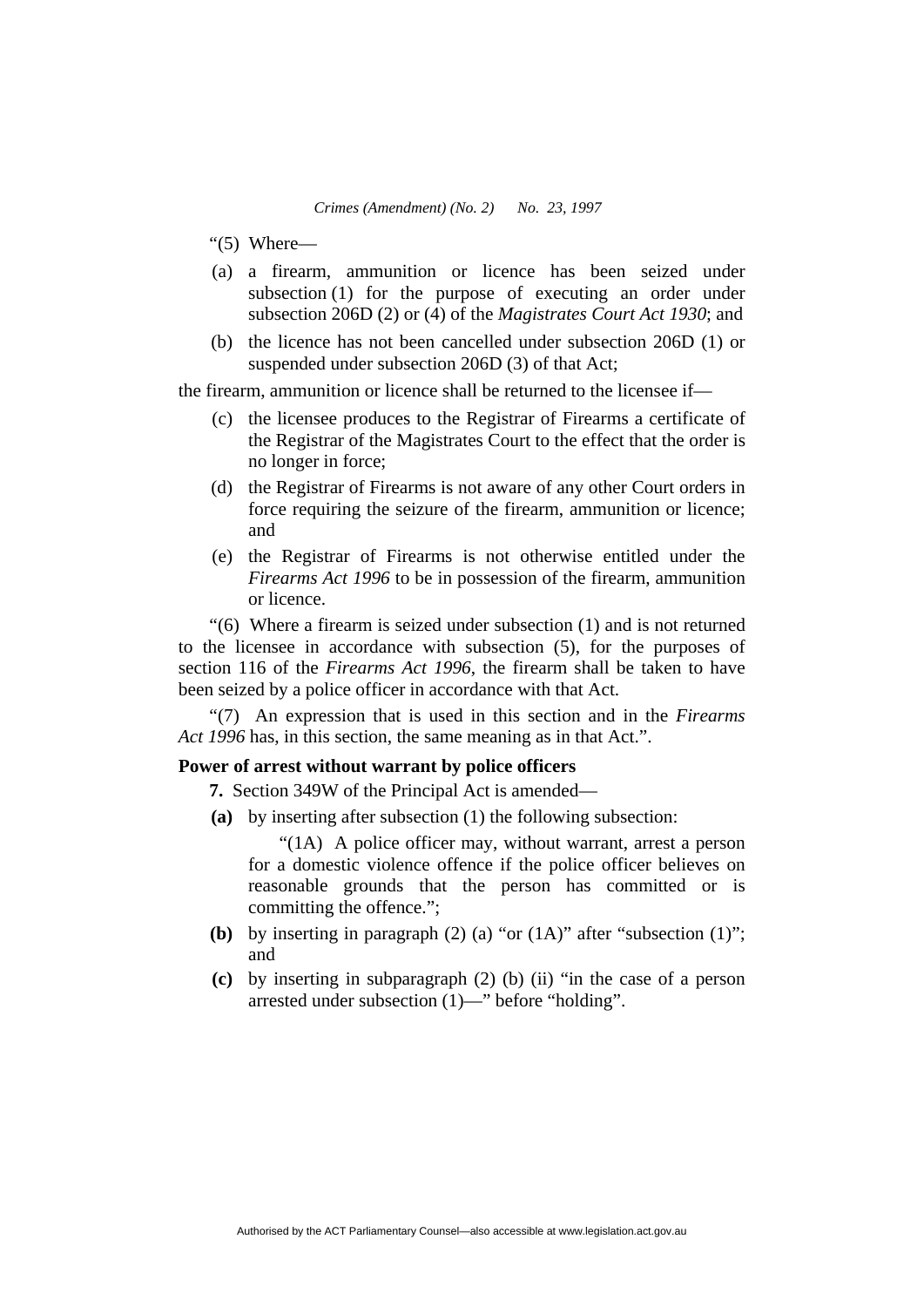"(5) Where—

(a) a firearm, ammunition or licence has been seized under subsection (1) for the purpose of executing an order under subsection 206D (2) or (4) of the *Magistrates Court Act 1930*; and

(b) the licence has not been cancelled under subsection 206D (1) or suspended under subsection 206D (3) of that Act;

the firearm, ammunition or licence shall be returned to the licensee if—

(c) the licensee produces to the Registrar of Firearms a certificate of the Registrar of the Magistrates Court to the effect that the order is no longer in force;

(d) the Registrar of Firearms is not aware of any other Court orders in force requiring the seizure of the firearm, ammunition or licence; and

(e) the Registrar of Firearms is not otherwise entitled under the *Firearms Act 1996* to be in possession of the firearm, ammunition or licence.

"(6) Where a firearm is seized under subsection (1) and is not returned to the licensee in accordance with subsection (5), for the purposes of section 116 of the *Firearms Act 1996*, the firearm shall be taken to have been seized by a police officer in accordance with that Act.

"(7) An expression that is used in this section and in the *Firearms Act 1996* has, in this section, the same meaning as in that Act.".

**Power of arrest without warrant by police officers**

**7.** Section 349W of the Principal Act is amended—

**(a)** by inserting after subsection (1) the following subsection:

"(1A) A police officer may, without warrant, arrest a person for a domestic violence offence if the police officer believes on reasonable grounds that the person has committed or is committing the offence.";

**(b)** by inserting in paragraph (2) (a) "or (1A)" after "subsection (1)"; and

**(c)** by inserting in subparagraph (2) (b) (ii) "in the case of a person arrested under subsection (1)—" before "holding".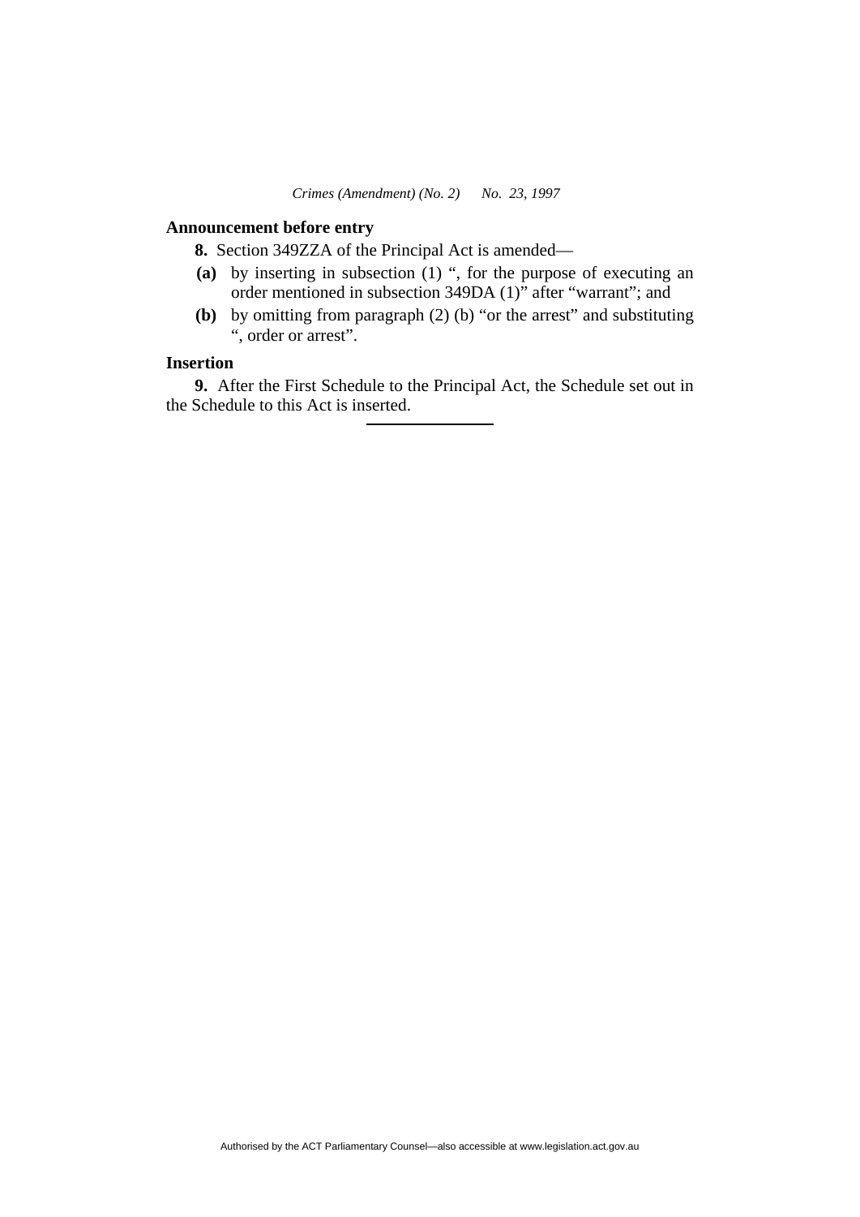**Announcement before entry**

**8.** Section 349ZZA of the Principal Act is amended—

**(a)** by inserting in subsection (1) ", for the purpose of executing an order mentioned in subsection 349DA (1)" after "warrant"; and

**(b)** by omitting from paragraph (2) (b) "or the arrest" and substituting ", order or arrest".

**Insertion**

**9.** After the First Schedule to the Principal Act, the Schedule set out in the Schedule to this Act is inserted.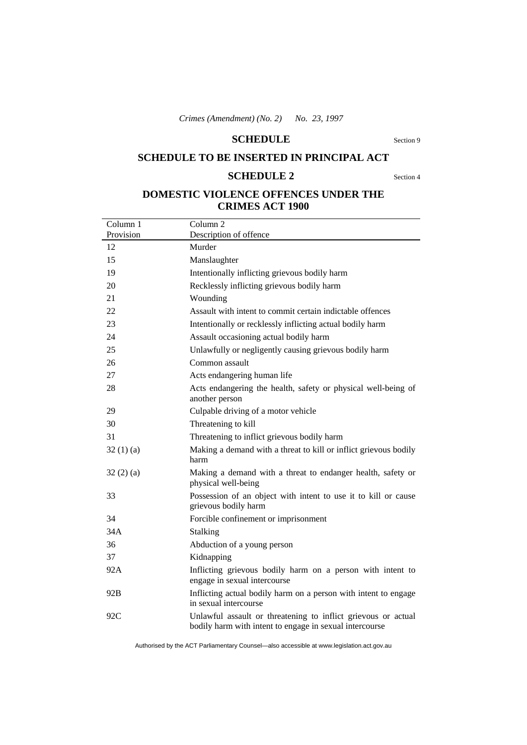## SCHEDULE

Section 9

## SCHEDULE TO BE INSERTED IN PRINCIPAL ACT

### SCHEDULE 2

Section 4

### DOMESTIC VIOLENCE OFFENCES UNDER THE CRIMES ACT 1900

| Column 1<br>Provision | Column 2<br>Description of offence |
|---|---|
| 12 | Murder |
| 15 | Manslaughter |
| 19 | Intentionally inflicting grievous bodily harm |
| 20 | Recklessly inflicting grievous bodily harm |
| 21 | Wounding |
| 22 | Assault with intent to commit certain indictable offences |
| 23 | Intentionally or recklessly inflicting actual bodily harm |
| 24 | Assault occasioning actual bodily harm |
| 25 | Unlawfully or negligently causing grievous bodily harm |
| 26 | Common assault |
| 27 | Acts endangering human life |
| 28 | Acts endangering the health, safety or physical well-being of another person |
| 29 | Culpable driving of a motor vehicle |
| 30 | Threatening to kill |
| 31 | Threatening to inflict grievous bodily harm |
| 32 (1) (a) | Making a demand with a threat to kill or inflict grievous bodily harm |
| 32 (2) (a) | Making a demand with a threat to endanger health, safety or physical well-being |
| 33 | Possession of an object with intent to use it to kill or cause grievous bodily harm |
| 34 | Forcible confinement or imprisonment |
| 34A | Stalking |
| 36 | Abduction of a young person |
| 37 | Kidnapping |
| 92A | Inflicting grievous bodily harm on a person with intent to engage in sexual intercourse |
| 92B | Inflicting actual bodily harm on a person with intent to engage in sexual intercourse |
| 92C | Unlawful assault or threatening to inflict grievous or actual bodily harm with intent to engage in sexual intercourse |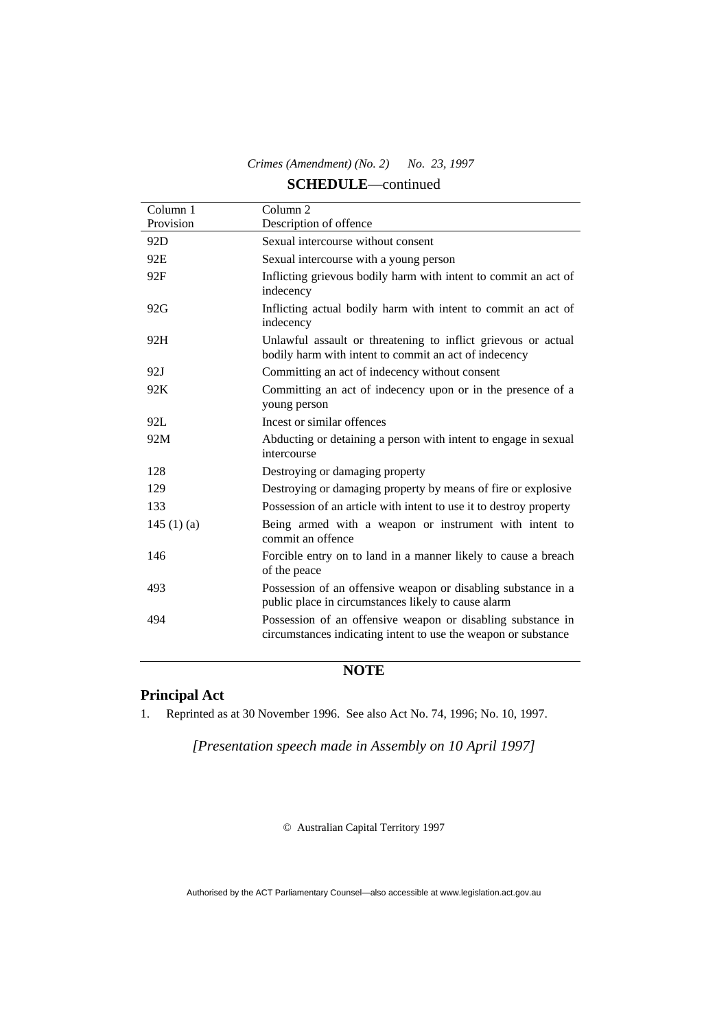**SCHEDULE**—continued

| Column 1<br>Provision | Column 2<br>Description of offence |
|---|---|
| 92D | Sexual intercourse without consent |
| 92E | Sexual intercourse with a young person |
| 92F | Inflicting grievous bodily harm with intent to commit an act of indecency |
| 92G | Inflicting actual bodily harm with intent to commit an act of indecency |
| 92H | Unlawful assault or threatening to inflict grievous or actual bodily harm with intent to commit an act of indecency |
| 92J | Committing an act of indecency without consent |
| 92K | Committing an act of indecency upon or in the presence of a young person |
| 92L | Incest or similar offences |
| 92M | Abducting or detaining a person with intent to engage in sexual intercourse |
| 128 | Destroying or damaging property |
| 129 | Destroying or damaging property by means of fire or explosive |
| 133 | Possession of an article with intent to use it to destroy property |
| 145 (1) (a) | Being armed with a weapon or instrument with intent to commit an offence |
| 146 | Forcible entry on to land in a manner likely to cause a breach of the peace |
| 493 | Possession of an offensive weapon or disabling substance in a public place in circumstances likely to cause alarm |
| 494 | Possession of an offensive weapon or disabling substance in circumstances indicating intent to use the weapon or substance |

## NOTE

### Principal Act

1. Reprinted as at 30 November 1996. See also Act No. 74, 1996; No. 10, 1997.

*[Presentation speech made in Assembly on 10 April 1997]*

© Australian Capital Territory 1997